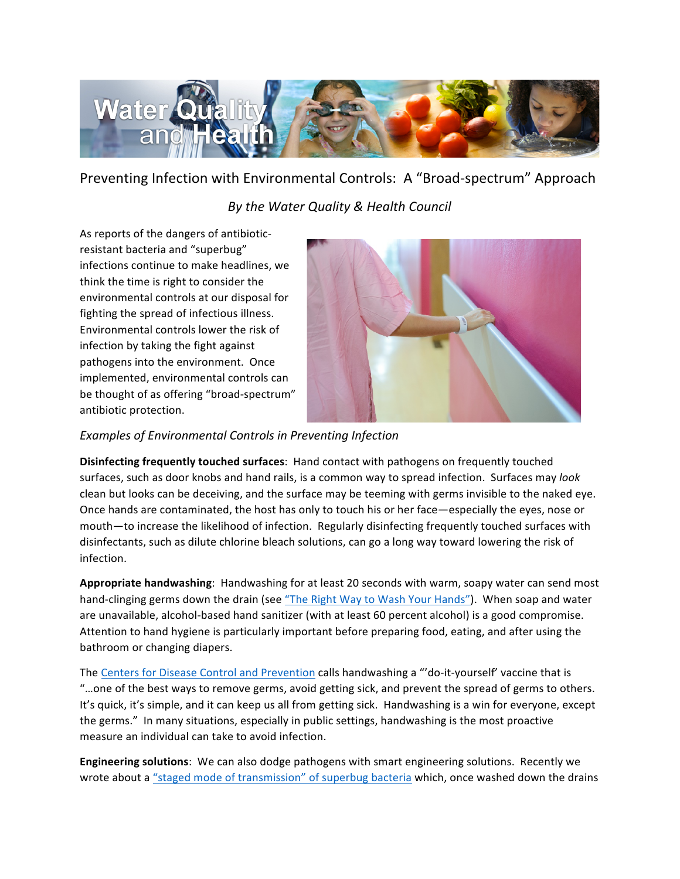Preventing Infection with Environmental Controls: A "Broad-spectrum" Approach

*By the Water Quality & Health Council*

As reports of the dangers of antibiotic-resistant bacteria and "superbug" infections continue to make headlines, we think the time is right to consider the environmental controls at our disposal for fighting the spread of infectious illness. Environmental controls lower the risk of infection by taking the fight against pathogens into the environment. Once implemented, environmental controls can be thought of as offering "broad-spectrum" antibiotic protection.

*Examples of Environmental Controls in Preventing Infection*

**Disinfecting frequently touched surfaces**: Hand contact with pathogens on frequently touched surfaces, such as door knobs and hand rails, is a common way to spread infection. Surfaces may *look* clean but looks can be deceiving, and the surface may be teeming with germs invisible to the naked eye. Once hands are contaminated, the host has only to touch his or her face—especially the eyes, nose or mouth—to increase the likelihood of infection. Regularly disinfecting frequently touched surfaces with disinfectants, such as dilute chlorine bleach solutions, can go a long way toward lowering the risk of infection.

**Appropriate handwashing**: Handwashing for at least 20 seconds with warm, soapy water can send most hand-clinging germs down the drain (see "The Right Way to Wash Your Hands"). When soap and water are unavailable, alcohol-based hand sanitizer (with at least 60 percent alcohol) is a good compromise. Attention to hand hygiene is particularly important before preparing food, eating, and after using the bathroom or changing diapers.

The Centers for Disease Control and Prevention calls handwashing a "'do-it-yourself' vaccine that is "…one of the best ways to remove germs, avoid getting sick, and prevent the spread of germs to others. It's quick, it's simple, and it can keep us all from getting sick. Handwashing is a win for everyone, except the germs." In many situations, especially in public settings, handwashing is the most proactive measure an individual can take to avoid infection.

**Engineering solutions**: We can also dodge pathogens with smart engineering solutions. Recently we wrote about a "staged mode of transmission" of superbug bacteria which, once washed down the drains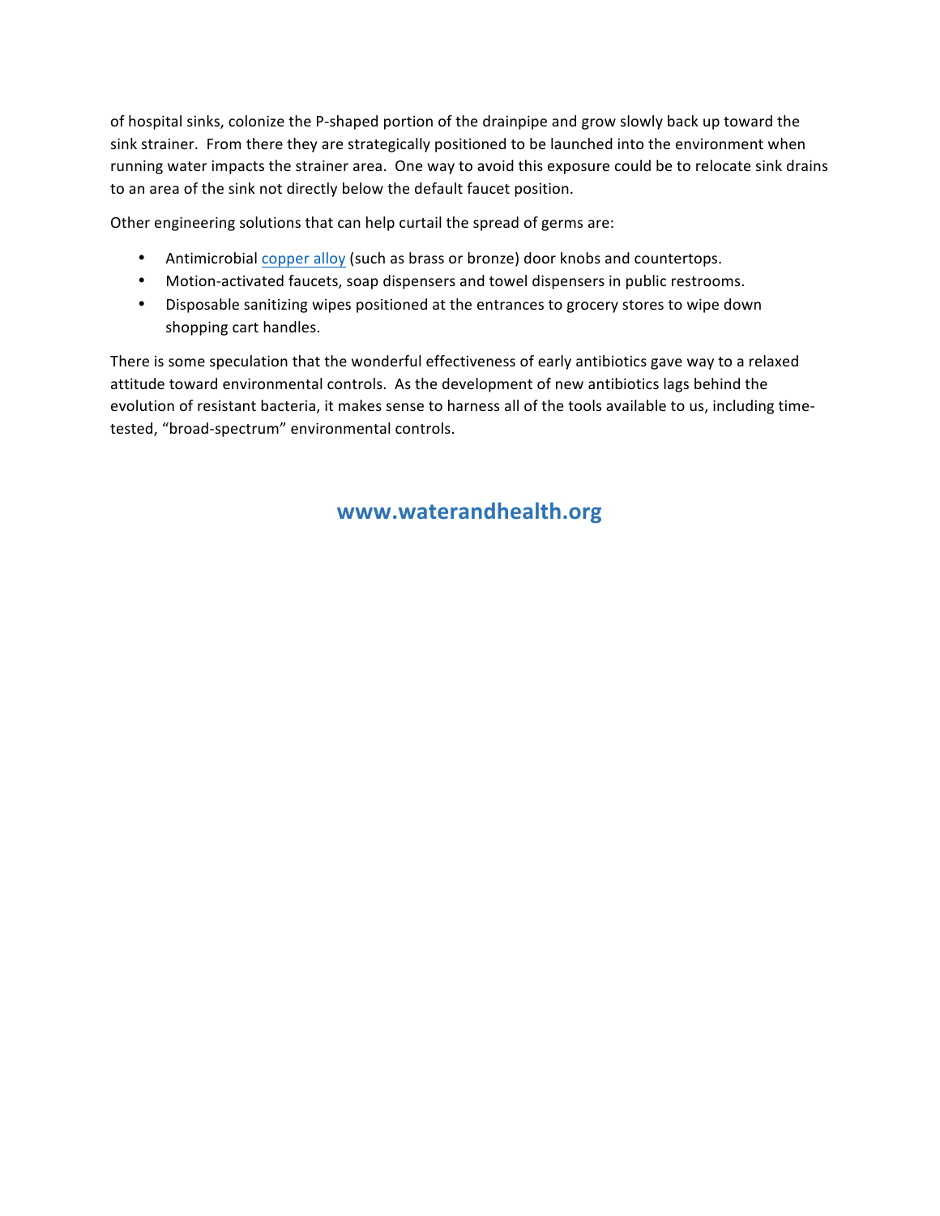of hospital sinks, colonize the P-shaped portion of the drainpipe and grow slowly back up toward the sink strainer. From there they are strategically positioned to be launched into the environment when running water impacts the strainer area. One way to avoid this exposure could be to relocate sink drains to an area of the sink not directly below the default faucet position.

Other engineering solutions that can help curtail the spread of germs are:

- Antimicrobial copper alloy (such as brass or bronze) door knobs and countertops.
- Motion-activated faucets, soap dispensers and towel dispensers in public restrooms.
- Disposable sanitizing wipes positioned at the entrances to grocery stores to wipe down shopping cart handles.

There is some speculation that the wonderful effectiveness of early antibiotics gave way to a relaxed attitude toward environmental controls. As the development of new antibiotics lags behind the evolution of resistant bacteria, it makes sense to harness all of the tools available to us, including time-tested, "broad-spectrum" environmental controls.

**www.waterandhealth.org**